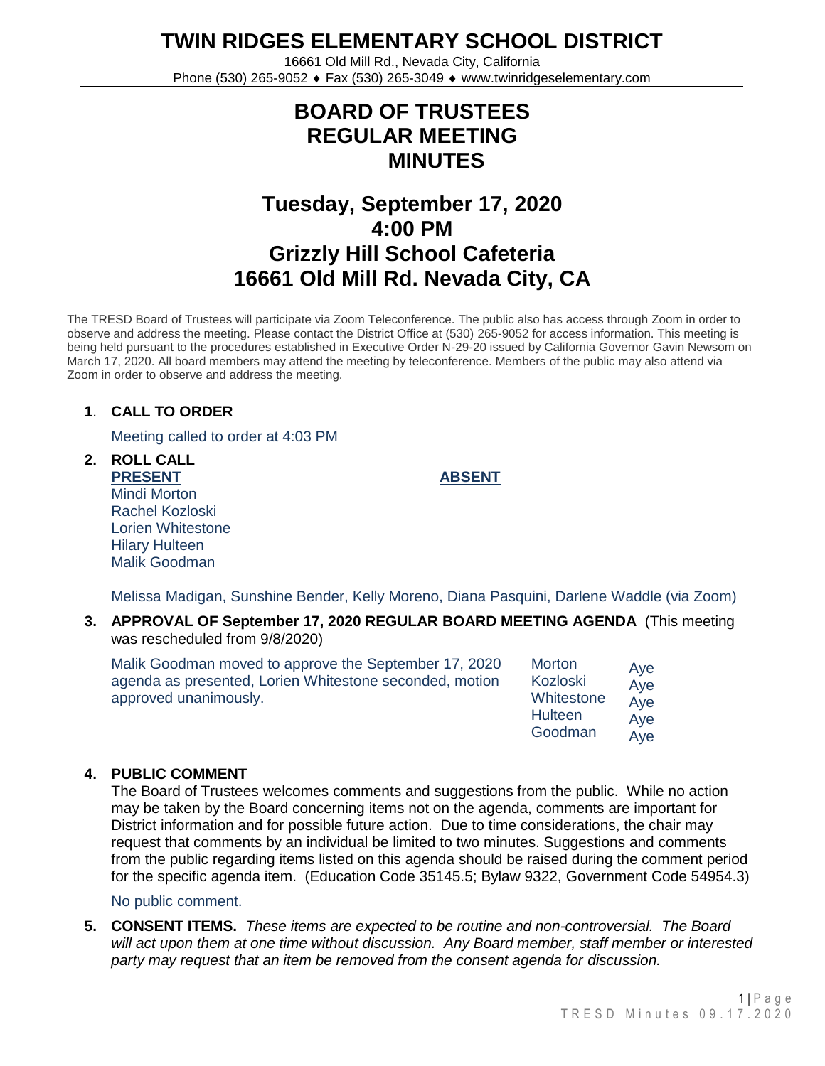# TWIN RIDGES ELEMENTARY SCHOOL DISTRICT

16661 Old Mill Rd., Nevada City, California
Phone (530) 265-9052 ♦ Fax (530) 265-3049 ♦ www.twinridgeselementary.com

# BOARD OF TRUSTEES
# REGULAR MEETING
# MINUTES

## Tuesday, September 17, 2020
## 4:00 PM
## Grizzly Hill School Cafeteria
## 16661 Old Mill Rd. Nevada City, CA

The TRESD Board of Trustees will participate via Zoom Teleconference. The public also has access through Zoom in order to observe and address the meeting. Please contact the District Office at (530) 265-9052 for access information. This meeting is being held pursuant to the procedures established in Executive Order N-29-20 issued by California Governor Gavin Newsom on March 17, 2020. All board members may attend the meeting by teleconference. Members of the public may also attend via Zoom in order to observe and address the meeting.

**1. CALL TO ORDER**

Meeting called to order at 4:03 PM

**2. ROLL CALL**

| PRESENT | ABSENT |
|---|---|
| Mindi Morton | |
| Rachel Kozloski | |
| Lorien Whitestone | |
| Hilary Hulteen | |
| Malik Goodman | |

Melissa Madigan, Sunshine Bender, Kelly Moreno, Diana Pasquini, Darlene Waddle (via Zoom)

**3. APPROVAL OF September 17, 2020 REGULAR BOARD MEETING AGENDA** (This meeting was rescheduled from 9/8/2020)

Malik Goodman moved to approve the September 17, 2020 agenda as presented, Lorien Whitestone seconded, motion approved unanimously.

| | |
|---|---|
| Morton | Aye |
| Kozloski | Aye |
| Whitestone | Aye |
| Hulteen | Aye |
| Goodman | Aye |

**4. PUBLIC COMMENT**

The Board of Trustees welcomes comments and suggestions from the public. While no action may be taken by the Board concerning items not on the agenda, comments are important for District information and for possible future action. Due to time considerations, the chair may request that comments by an individual be limited to two minutes. Suggestions and comments from the public regarding items listed on this agenda should be raised during the comment period for the specific agenda item. (Education Code 35145.5; Bylaw 9322, Government Code 54954.3)

No public comment.

**5. CONSENT ITEMS.** *These items are expected to be routine and non-controversial. The Board will act upon them at one time without discussion. Any Board member, staff member or interested party may request that an item be removed from the consent agenda for discussion.*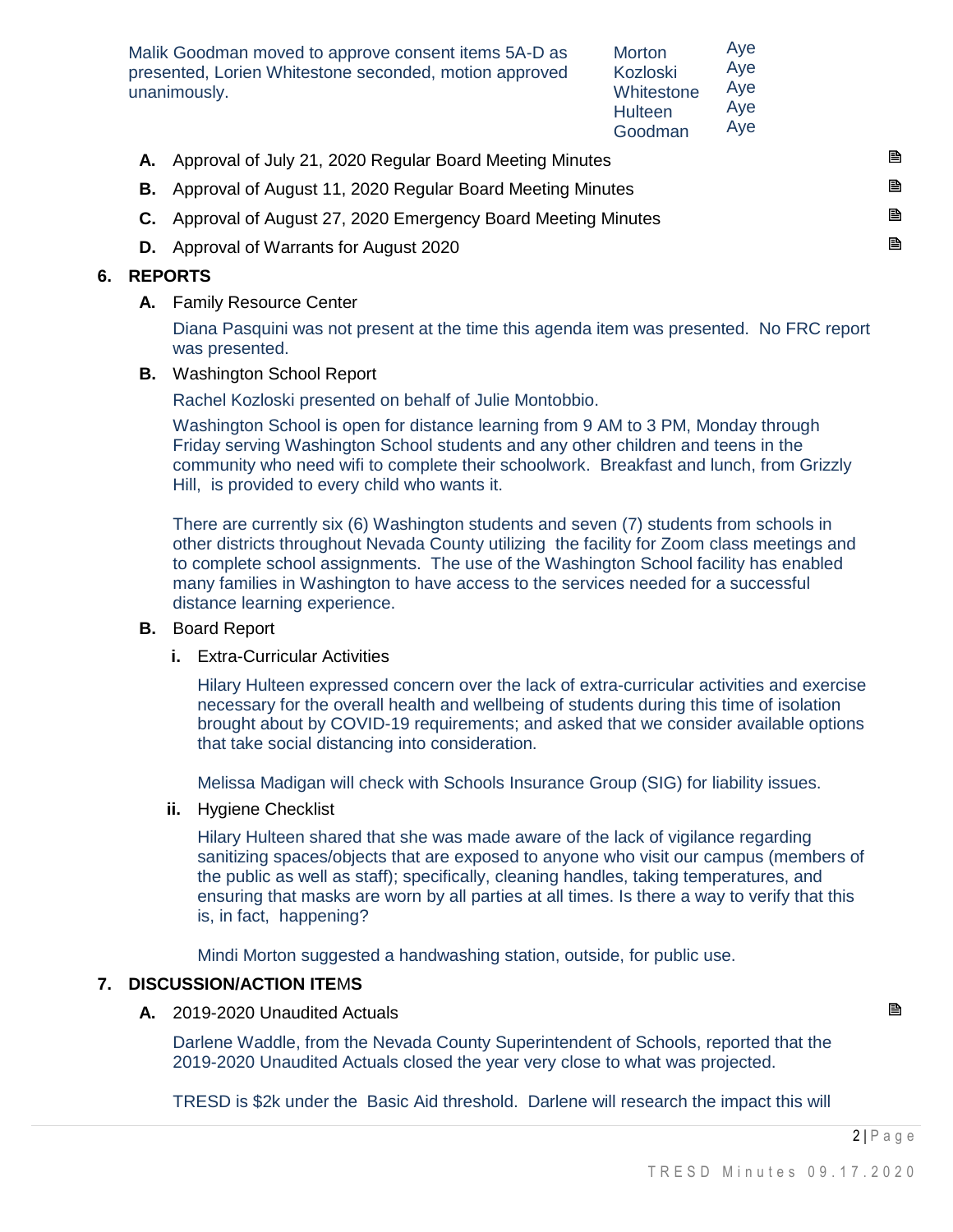Malik Goodman moved to approve consent items 5A-D as presented, Lorien Whitestone seconded, motion approved unanimously.

| | |
|---|---|
| Morton | Aye |
| Kozloski | Aye |
| Whitestone | Aye |
| Hulteen | Aye |
| Goodman | Aye |

**A.** Approval of July 21, 2020 Regular Board Meeting Minutes

**B.** Approval of August 11, 2020 Regular Board Meeting Minutes

**C.** Approval of August 27, 2020 Emergency Board Meeting Minutes

**D.** Approval of Warrants for August 2020

## 6. REPORTS

**A.** Family Resource Center

Diana Pasquini was not present at the time this agenda item was presented. No FRC report was presented.

**B.** Washington School Report

Rachel Kozloski presented on behalf of Julie Montobbio.

Washington School is open for distance learning from 9 AM to 3 PM, Monday through Friday serving Washington School students and any other children and teens in the community who need wifi to complete their schoolwork. Breakfast and lunch, from Grizzly Hill, is provided to every child who wants it.

There are currently six (6) Washington students and seven (7) students from schools in other districts throughout Nevada County utilizing the facility for Zoom class meetings and to complete school assignments. The use of the Washington School facility has enabled many families in Washington to have access to the services needed for a successful distance learning experience.

**B.** Board Report

**i.** Extra-Curricular Activities

Hilary Hulteen expressed concern over the lack of extra-curricular activities and exercise necessary for the overall health and wellbeing of students during this time of isolation brought about by COVID-19 requirements; and asked that we consider available options that take social distancing into consideration.

Melissa Madigan will check with Schools Insurance Group (SIG) for liability issues.

**ii.** Hygiene Checklist

Hilary Hulteen shared that she was made aware of the lack of vigilance regarding sanitizing spaces/objects that are exposed to anyone who visit our campus (members of the public as well as staff); specifically, cleaning handles, taking temperatures, and ensuring that masks are worn by all parties at all times. Is there a way to verify that this is, in fact, happening?

Mindi Morton suggested a handwashing station, outside, for public use.

## 7. DISCUSSION/ACTION ITEMS

**A.** 2019-2020 Unaudited Actuals

Darlene Waddle, from the Nevada County Superintendent of Schools, reported that the 2019-2020 Unaudited Actuals closed the year very close to what was projected.

TRESD is $2k under the Basic Aid threshold. Darlene will research the impact this will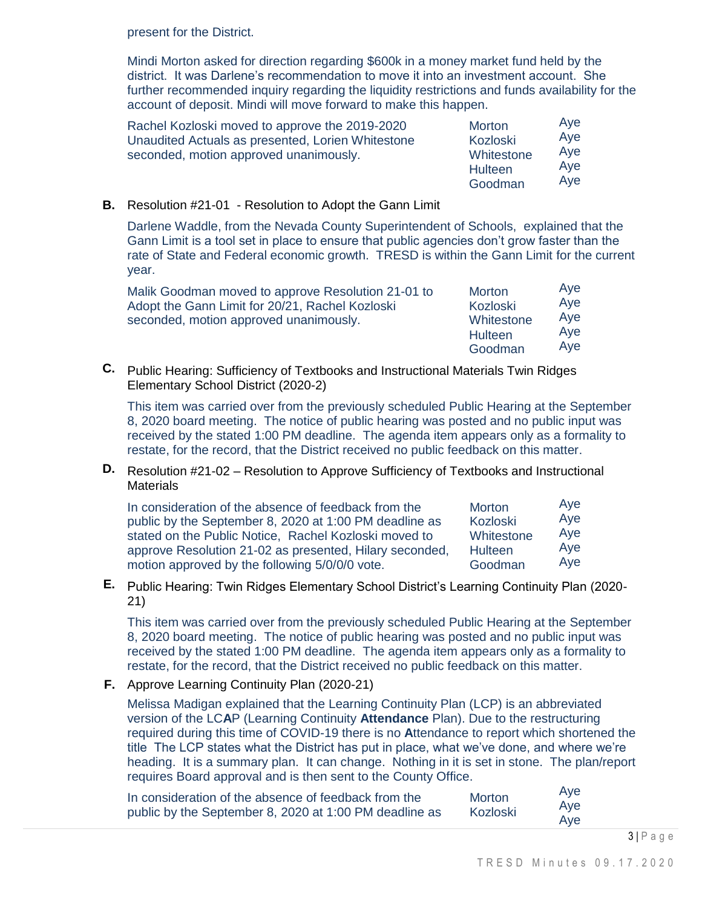present for the District.

Mindi Morton asked for direction regarding $600k in a money market fund held by the district. It was Darlene's recommendation to move it into an investment account. She further recommended inquiry regarding the liquidity restrictions and funds availability for the account of deposit. Mindi will move forward to make this happen.

| Rachel Kozloski moved to approve the 2019-2020 Unaudited Actuals as presented, Lorien Whitestone seconded, motion approved unanimously. | Morton | Aye |
| --- | --- | --- |
| | Kozloski | Aye |
| | Whitestone | Aye |
| | Hulteen | Aye |
| | Goodman | Aye |

**B.** Resolution #21-01 - Resolution to Adopt the Gann Limit

Darlene Waddle, from the Nevada County Superintendent of Schools, explained that the Gann Limit is a tool set in place to ensure that public agencies don't grow faster than the rate of State and Federal economic growth. TRESD is within the Gann Limit for the current year.

| Malik Goodman moved to approve Resolution 21-01 to Adopt the Gann Limit for 20/21, Rachel Kozloski seconded, motion approved unanimously. | Morton | Aye |
| --- | --- | --- |
| | Kozloski | Aye |
| | Whitestone | Aye |
| | Hulteen | Aye |
| | Goodman | Aye |

**C.** Public Hearing: Sufficiency of Textbooks and Instructional Materials Twin Ridges Elementary School District (2020-2)

This item was carried over from the previously scheduled Public Hearing at the September 8, 2020 board meeting. The notice of public hearing was posted and no public input was received by the stated 1:00 PM deadline. The agenda item appears only as a formality to restate, for the record, that the District received no public feedback on this matter.

**D.** Resolution #21-02 – Resolution to Approve Sufficiency of Textbooks and Instructional Materials

| In consideration of the absence of feedback from the public by the September 8, 2020 at 1:00 PM deadline as stated on the Public Notice, Rachel Kozloski moved to approve Resolution 21-02 as presented, Hilary seconded, motion approved by the following 5/0/0/0 vote. | Morton | Aye |
| --- | --- | --- |
| | Kozloski | Aye |
| | Whitestone | Aye |
| | Hulteen | Aye |
| | Goodman | Aye |

**E.** Public Hearing: Twin Ridges Elementary School District's Learning Continuity Plan (2020-21)

This item was carried over from the previously scheduled Public Hearing at the September 8, 2020 board meeting. The notice of public hearing was posted and no public input was received by the stated 1:00 PM deadline. The agenda item appears only as a formality to restate, for the record, that the District received no public feedback on this matter.

**F.** Approve Learning Continuity Plan (2020-21)

Melissa Madigan explained that the Learning Continuity Plan (LCP) is an abbreviated version of the LC**A**P (Learning Continuity **Attendance** Plan). Due to the restructuring required during this time of COVID-19 there is no **A**ttendance to report which shortened the title The LCP states what the District has put in place, what we've done, and where we're heading. It is a summary plan. It can change. Nothing in it is set in stone. The plan/report requires Board approval and is then sent to the County Office.

| In consideration of the absence of feedback from the public by the September 8, 2020 at 1:00 PM deadline as | Morton | Aye |
| --- | --- | --- |
| | Kozloski | Aye |
| | | Aye |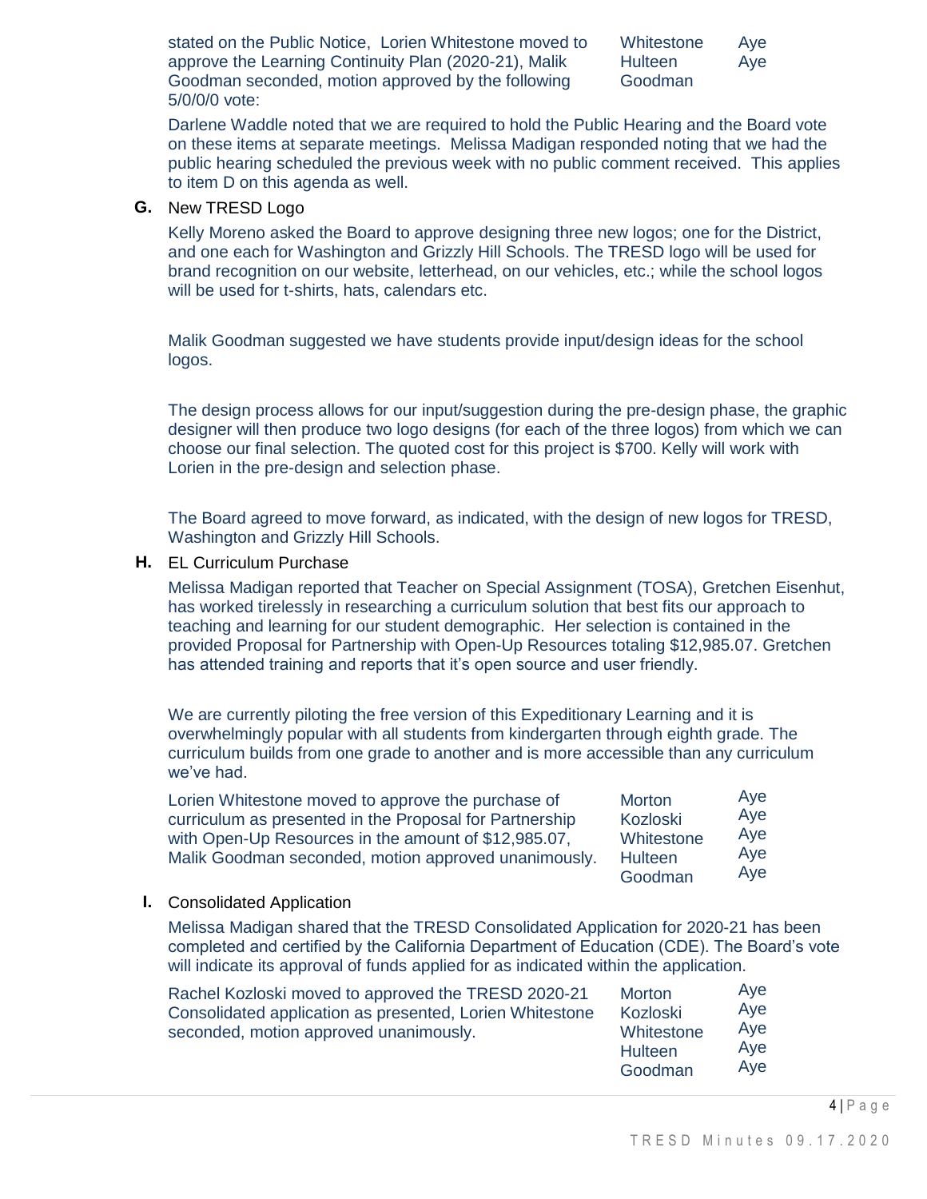stated on the Public Notice, Lorien Whitestone moved to approve the Learning Continuity Plan (2020-21), Malik Goodman seconded, motion approved by the following 5/0/0/0 vote:

| | |
|---|---|
| Whitestone | Aye |
| Hulteen | Aye |
| Goodman | |

Darlene Waddle noted that we are required to hold the Public Hearing and the Board vote on these items at separate meetings. Melissa Madigan responded noting that we had the public hearing scheduled the previous week with no public comment received. This applies to item D on this agenda as well.

**G.** New TRESD Logo

Kelly Moreno asked the Board to approve designing three new logos; one for the District, and one each for Washington and Grizzly Hill Schools. The TRESD logo will be used for brand recognition on our website, letterhead, on our vehicles, etc.; while the school logos will be used for t-shirts, hats, calendars etc.

Malik Goodman suggested we have students provide input/design ideas for the school logos.

The design process allows for our input/suggestion during the pre-design phase, the graphic designer will then produce two logo designs (for each of the three logos) from which we can choose our final selection. The quoted cost for this project is $700. Kelly will work with Lorien in the pre-design and selection phase.

The Board agreed to move forward, as indicated, with the design of new logos for TRESD, Washington and Grizzly Hill Schools.

**H.** EL Curriculum Purchase

Melissa Madigan reported that Teacher on Special Assignment (TOSA), Gretchen Eisenhut, has worked tirelessly in researching a curriculum solution that best fits our approach to teaching and learning for our student demographic. Her selection is contained in the provided Proposal for Partnership with Open-Up Resources totaling $12,985.07. Gretchen has attended training and reports that it's open source and user friendly.

We are currently piloting the free version of this Expeditionary Learning and it is overwhelmingly popular with all students from kindergarten through eighth grade. The curriculum builds from one grade to another and is more accessible than any curriculum we've had.

Lorien Whitestone moved to approve the purchase of curriculum as presented in the Proposal for Partnership with Open-Up Resources in the amount of $12,985.07, Malik Goodman seconded, motion approved unanimously.

| | |
|---|---|
| Morton | Aye |
| Kozloski | Aye |
| Whitestone | Aye |
| Hulteen | Aye |
| Goodman | Aye |

**I.** Consolidated Application

Melissa Madigan shared that the TRESD Consolidated Application for 2020-21 has been completed and certified by the California Department of Education (CDE). The Board's vote will indicate its approval of funds applied for as indicated within the application.

Rachel Kozloski moved to approved the TRESD 2020-21 Consolidated application as presented, Lorien Whitestone seconded, motion approved unanimously.

| | |
|---|---|
| Morton | Aye |
| Kozloski | Aye |
| Whitestone | Aye |
| Hulteen | Aye |
| Goodman | Aye |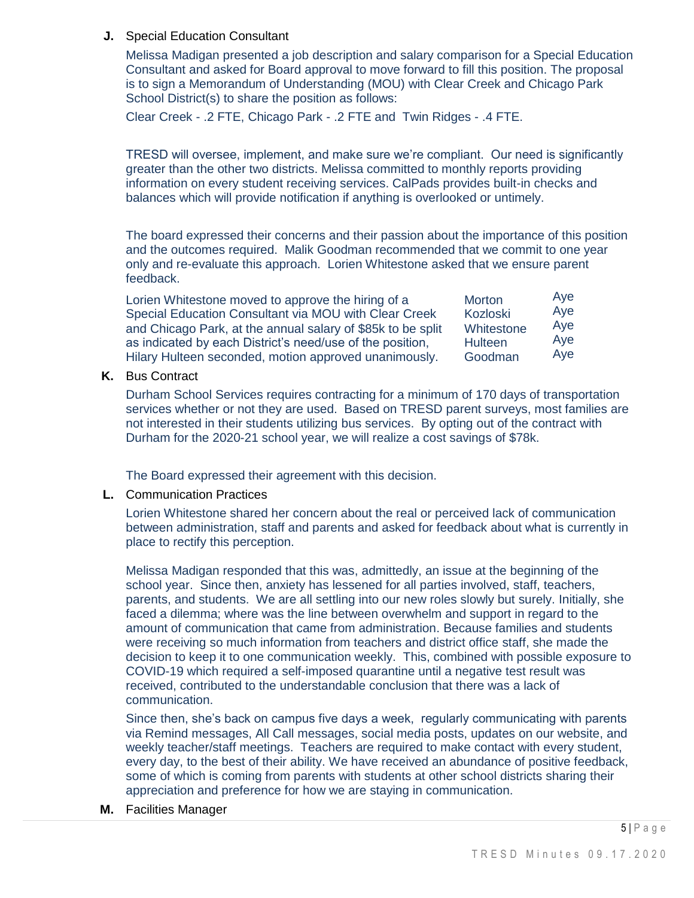**J.** Special Education Consultant

Melissa Madigan presented a job description and salary comparison for a Special Education Consultant and asked for Board approval to move forward to fill this position. The proposal is to sign a Memorandum of Understanding (MOU) with Clear Creek and Chicago Park School District(s) to share the position as follows:

Clear Creek - .2 FTE, Chicago Park - .2 FTE and Twin Ridges - .4 FTE.

TRESD will oversee, implement, and make sure we're compliant. Our need is significantly greater than the other two districts. Melissa committed to monthly reports providing information on every student receiving services. CalPads provides built-in checks and balances which will provide notification if anything is overlooked or untimely.

The board expressed their concerns and their passion about the importance of this position and the outcomes required. Malik Goodman recommended that we commit to one year only and re-evaluate this approach. Lorien Whitestone asked that we ensure parent feedback.

| Motion | Member | Vote |
|---|---|---|
| Lorien Whitestone moved to approve the hiring of a Special Education Consultant via MOU with Clear Creek and Chicago Park, at the annual salary of $85k to be split as indicated by each District's need/use of the position, Hilary Hulteen seconded, motion approved unanimously. | Morton | Aye |
| | Kozloski | Aye |
| | Whitestone | Aye |
| | Hulteen | Aye |
| | Goodman | Aye |

**K.** Bus Contract

Durham School Services requires contracting for a minimum of 170 days of transportation services whether or not they are used. Based on TRESD parent surveys, most families are not interested in their students utilizing bus services. By opting out of the contract with Durham for the 2020-21 school year, we will realize a cost savings of $78k.

The Board expressed their agreement with this decision.

**L.** Communication Practices

Lorien Whitestone shared her concern about the real or perceived lack of communication between administration, staff and parents and asked for feedback about what is currently in place to rectify this perception.

Melissa Madigan responded that this was, admittedly, an issue at the beginning of the school year. Since then, anxiety has lessened for all parties involved, staff, teachers, parents, and students. We are all settling into our new roles slowly but surely. Initially, she faced a dilemma; where was the line between overwhelm and support in regard to the amount of communication that came from administration. Because families and students were receiving so much information from teachers and district office staff, she made the decision to keep it to one communication weekly. This, combined with possible exposure to COVID-19 which required a self-imposed quarantine until a negative test result was received, contributed to the understandable conclusion that there was a lack of communication.

Since then, she's back on campus five days a week, regularly communicating with parents via Remind messages, All Call messages, social media posts, updates on our website, and weekly teacher/staff meetings. Teachers are required to make contact with every student, every day, to the best of their ability. We have received an abundance of positive feedback, some of which is coming from parents with students at other school districts sharing their appreciation and preference for how we are staying in communication.

**M.** Facilities Manager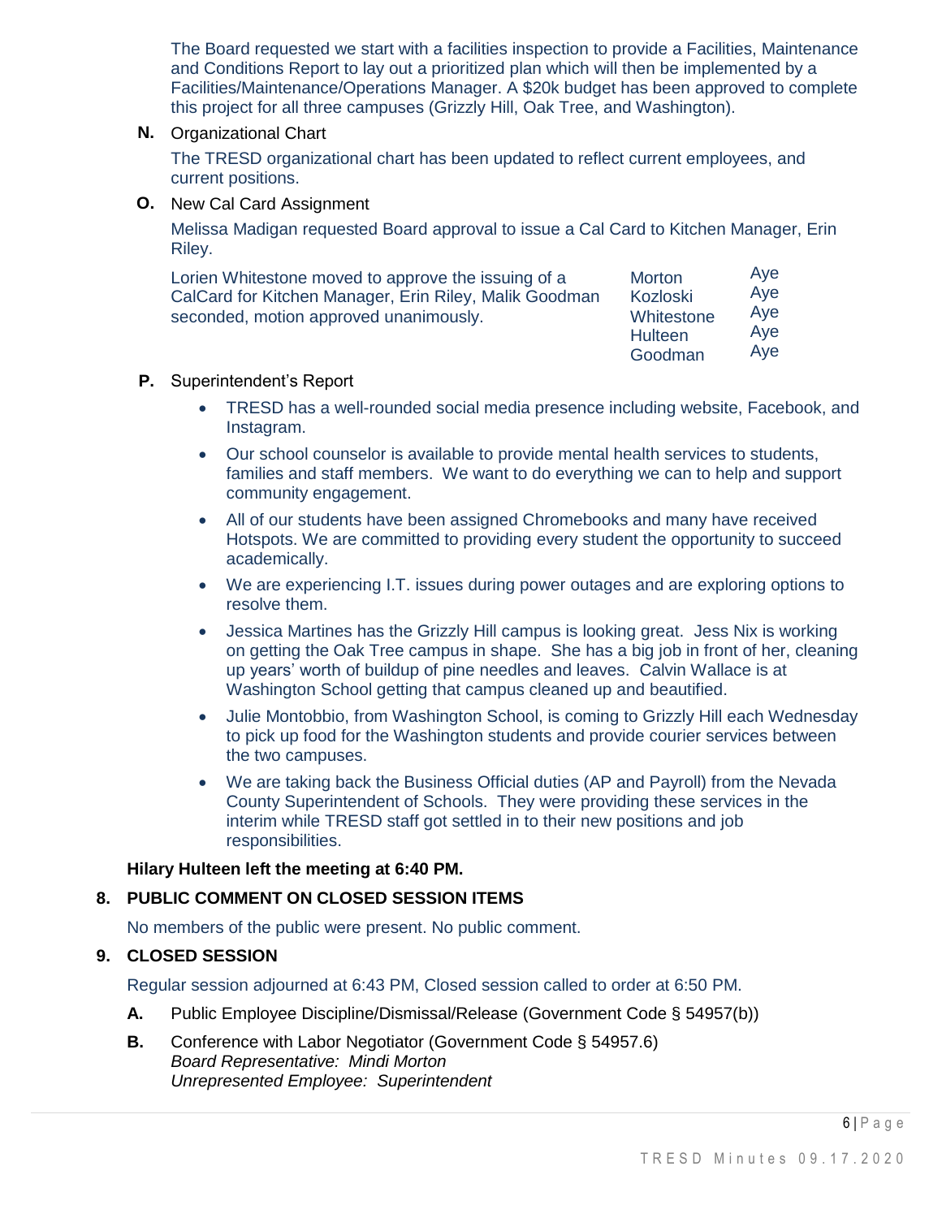The Board requested we start with a facilities inspection to provide a Facilities, Maintenance and Conditions Report to lay out a prioritized plan which will then be implemented by a Facilities/Maintenance/Operations Manager. A $20k budget has been approved to complete this project for all three campuses (Grizzly Hill, Oak Tree, and Washington).

**N.** Organizational Chart

The TRESD organizational chart has been updated to reflect current employees, and current positions.

**O.** New Cal Card Assignment

Melissa Madigan requested Board approval to issue a Cal Card to Kitchen Manager, Erin Riley.

Lorien Whitestone moved to approve the issuing of a CalCard for Kitchen Manager, Erin Riley, Malik Goodman seconded, motion approved unanimously.

| | |
|---|---|
| Morton | Aye |
| Kozloski | Aye |
| Whitestone | Aye |
| Hulteen | Aye |
| Goodman | Aye |

**P.** Superintendent's Report

- TRESD has a well-rounded social media presence including website, Facebook, and Instagram.
- Our school counselor is available to provide mental health services to students, families and staff members. We want to do everything we can to help and support community engagement.
- All of our students have been assigned Chromebooks and many have received Hotspots. We are committed to providing every student the opportunity to succeed academically.
- We are experiencing I.T. issues during power outages and are exploring options to resolve them.
- Jessica Martines has the Grizzly Hill campus is looking great. Jess Nix is working on getting the Oak Tree campus in shape. She has a big job in front of her, cleaning up years' worth of buildup of pine needles and leaves. Calvin Wallace is at Washington School getting that campus cleaned up and beautified.
- Julie Montobbio, from Washington School, is coming to Grizzly Hill each Wednesday to pick up food for the Washington students and provide courier services between the two campuses.
- We are taking back the Business Official duties (AP and Payroll) from the Nevada County Superintendent of Schools. They were providing these services in the interim while TRESD staff got settled in to their new positions and job responsibilities.

**Hilary Hulteen left the meeting at 6:40 PM.**

## 8. PUBLIC COMMENT ON CLOSED SESSION ITEMS

No members of the public were present. No public comment.

## 9. CLOSED SESSION

Regular session adjourned at 6:43 PM, Closed session called to order at 6:50 PM.

**A.** Public Employee Discipline/Dismissal/Release (Government Code § 54957(b))

**B.** Conference with Labor Negotiator (Government Code § 54957.6)
*Board Representative: Mindi Morton*
*Unrepresented Employee: Superintendent*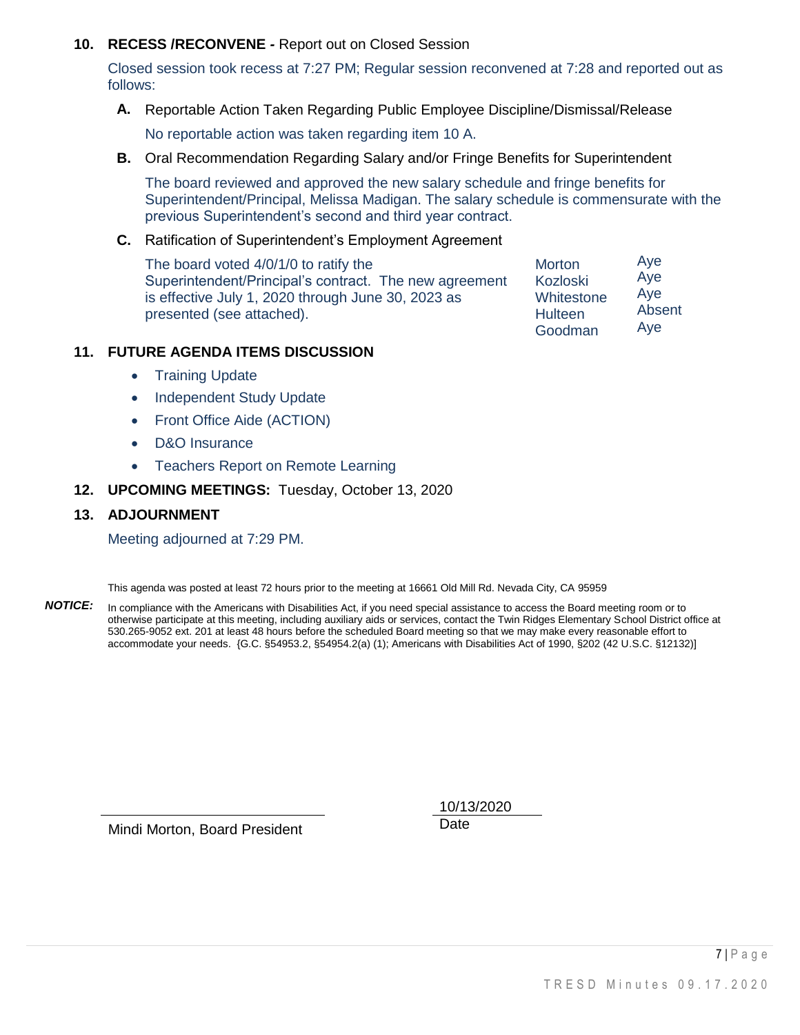**10. RECESS /RECONVENE -** Report out on Closed Session

Closed session took recess at 7:27 PM; Regular session reconvened at 7:28 and reported out as follows:

**A.** Reportable Action Taken Regarding Public Employee Discipline/Dismissal/Release

No reportable action was taken regarding item 10 A.

**B.** Oral Recommendation Regarding Salary and/or Fringe Benefits for Superintendent

The board reviewed and approved the new salary schedule and fringe benefits for Superintendent/Principal, Melissa Madigan. The salary schedule is commensurate with the previous Superintendent's second and third year contract.

**C.** Ratification of Superintendent's Employment Agreement

The board voted 4/0/1/0 to ratify the Superintendent/Principal's contract. The new agreement is effective July 1, 2020 through June 30, 2023 as presented (see attached).

| | |
|---|---|
| Morton | Aye |
| Kozloski | Aye |
| Whitestone | Aye |
| Hulteen | Absent |
| Goodman | Aye |

**11. FUTURE AGENDA ITEMS DISCUSSION**

- Training Update
- Independent Study Update
- Front Office Aide (ACTION)
- D&O Insurance
- Teachers Report on Remote Learning

**12. UPCOMING MEETINGS:** Tuesday, October 13, 2020

**13. ADJOURNMENT**

Meeting adjourned at 7:29 PM.

This agenda was posted at least 72 hours prior to the meeting at 16661 Old Mill Rd. Nevada City, CA 95959

***NOTICE:*** In compliance with the Americans with Disabilities Act, if you need special assistance to access the Board meeting room or to otherwise participate at this meeting, including auxiliary aids or services, contact the Twin Ridges Elementary School District office at 530.265-9052 ext. 201 at least 48 hours before the scheduled Board meeting so that we may make every reasonable effort to accommodate your needs. {G.C. §54953.2, §54954.2(a) (1); Americans with Disabilities Act of 1990, §202 (42 U.S.C. §12132)]

\_\_\_\_\_\_\_\_\_\_\_\_\_\_\_\_\_\_\_\_\_\_\_\_\_\_\_\_\_\_
Mindi Morton, Board President

10/13/2020
Date